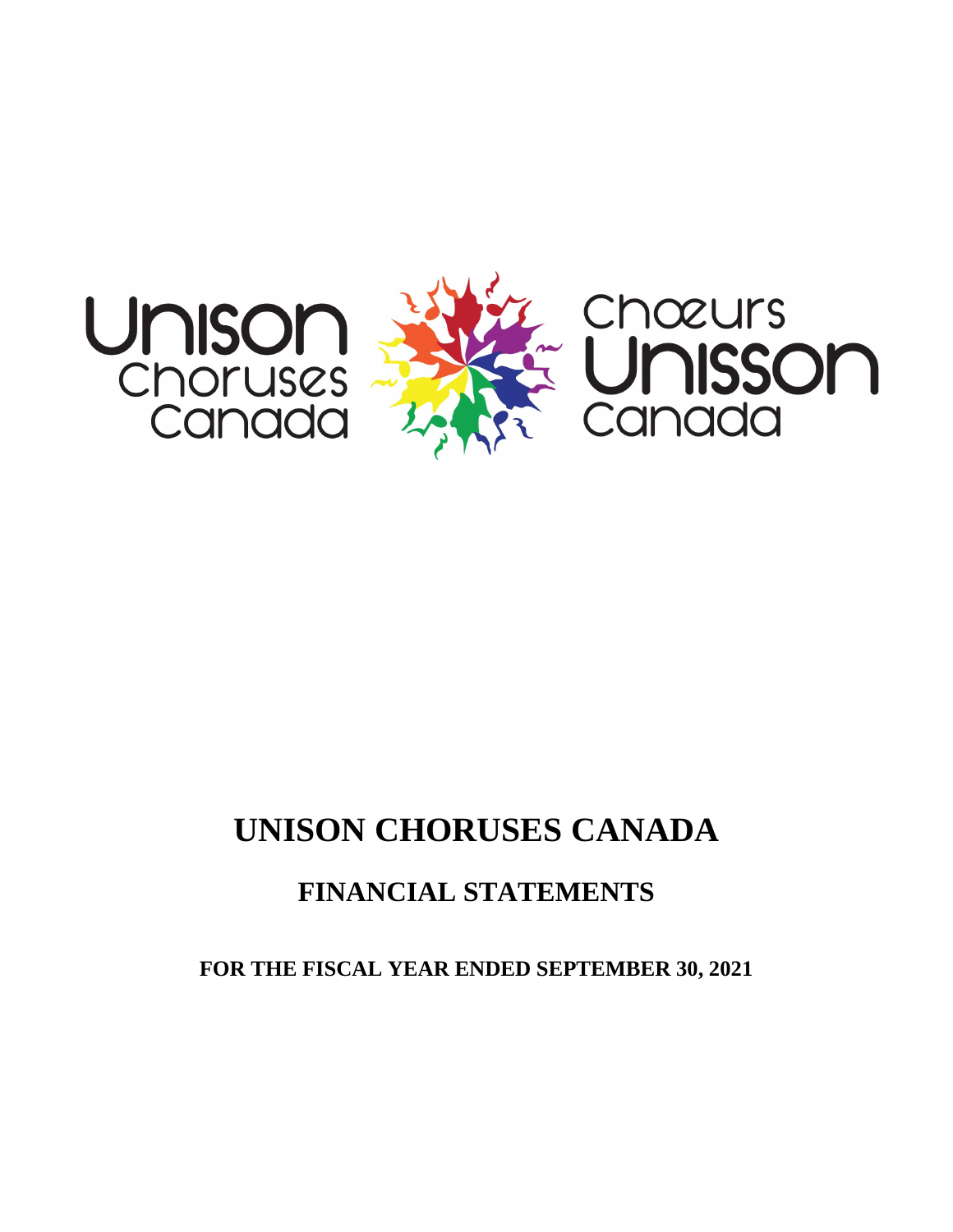Unison Choruses Canada

Chœurs Unisson Canada

# UNISON CHORUSES CANADA

## FINANCIAL STATEMENTS

### FOR THE FISCAL YEAR ENDED SEPTEMBER 30, 2021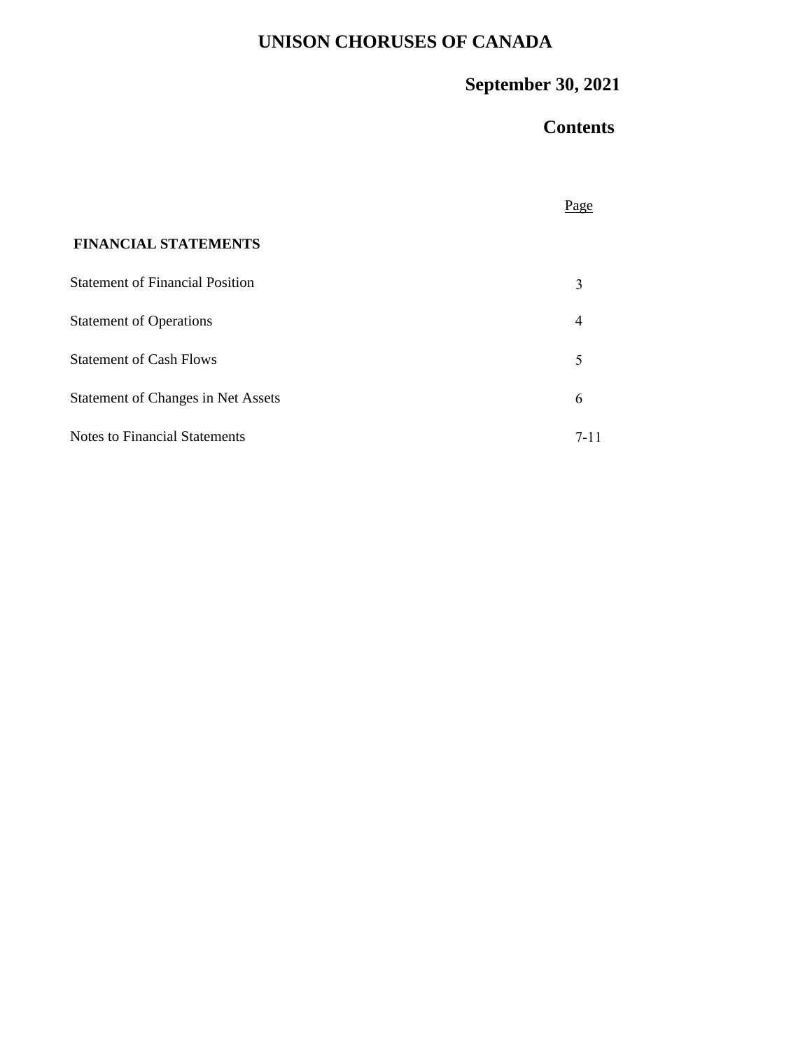# UNISON CHORUSES OF CANADA

## September 30, 2021

## Contents

| | Page |
|---|---|
| **FINANCIAL STATEMENTS** | |
| Statement of Financial Position | 3 |
| Statement of Operations | 4 |
| Statement of Cash Flows | 5 |
| Statement of Changes in Net Assets | 6 |
| Notes to Financial Statements | 7-11 |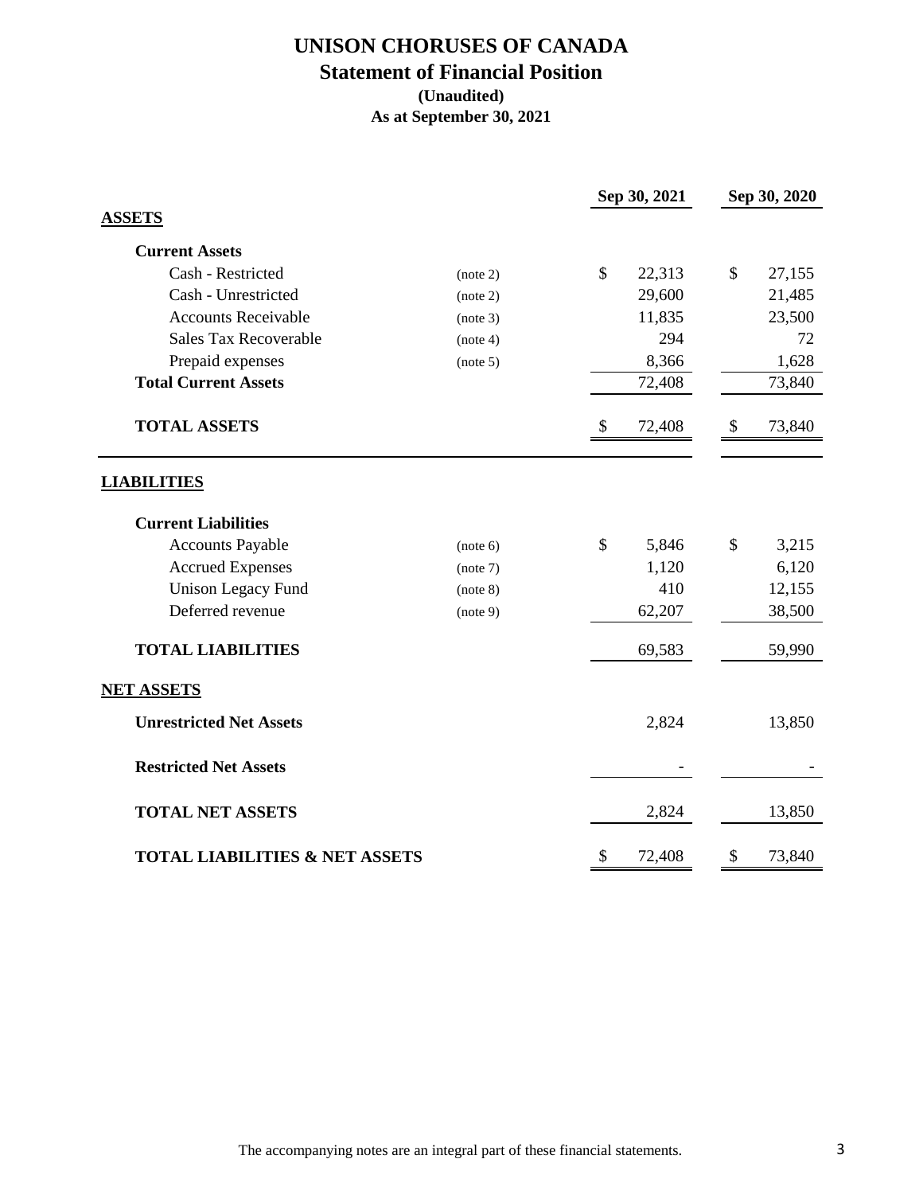# UNISON CHORUSES OF CANADA

## Statement of Financial Position

**(Unaudited)**

**As at September 30, 2021**

| | | Sep 30, 2021 | Sep 30, 2020 |
|---|---|---|---|
| **ASSETS** | | | |
| **Current Assets** | | | |
| Cash - Restricted | (note 2) | $ 22,313 | $ 27,155 |
| Cash - Unrestricted | (note 2) | 29,600 | 21,485 |
| Accounts Receivable | (note 3) | 11,835 | 23,500 |
| Sales Tax Recoverable | (note 4) | 294 | 72 |
| Prepaid expenses | (note 5) | 8,366 | 1,628 |
| **Total Current Assets** | | 72,408 | 73,840 |
| **TOTAL ASSETS** | | $ 72,408 | $ 73,840 |
| **LIABILITIES** | | | |
| **Current Liabilities** | | | |
| Accounts Payable | (note 6) | $ 5,846 | $ 3,215 |
| Accrued Expenses | (note 7) | 1,120 | 6,120 |
| Unison Legacy Fund | (note 8) | 410 | 12,155 |
| Deferred revenue | (note 9) | 62,207 | 38,500 |
| **TOTAL LIABILITIES** | | 69,583 | 59,990 |
| **NET ASSETS** | | | |
| **Unrestricted Net Assets** | | 2,824 | 13,850 |
| **Restricted Net Assets** | | - | - |
| **TOTAL NET ASSETS** | | 2,824 | 13,850 |
| **TOTAL LIABILITIES & NET ASSETS** | | $ 72,408 | $ 73,840 |

The accompanying notes are an integral part of these financial statements.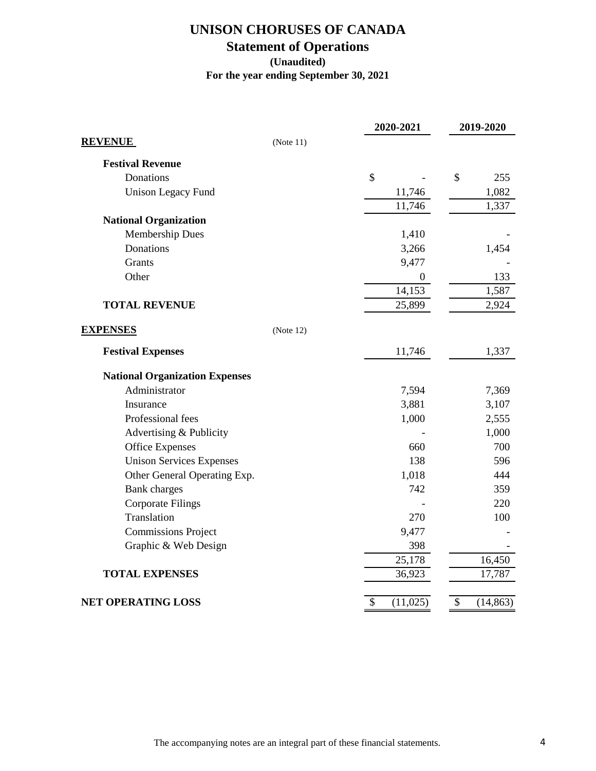# UNISON CHORUSES OF CANADA

## Statement of Operations

**(Unaudited)**

**For the year ending September 30, 2021**

| | | 2020-2021 | 2019-2020 |
|---|---|---|---|
| **REVENUE** | (Note 11) | | |
| **Festival Revenue** | | | |
| Donations | | $ - | $ 255 |
| Unison Legacy Fund | | 11,746 | 1,082 |
| | | 11,746 | 1,337 |
| **National Organization** | | | |
| Membership Dues | | 1,410 | - |
| Donations | | 3,266 | 1,454 |
| Grants | | 9,477 | - |
| Other | | 0 | 133 |
| | | 14,153 | 1,587 |
| **TOTAL REVENUE** | | 25,899 | 2,924 |
| **EXPENSES** | (Note 12) | | |
| **Festival Expenses** | | 11,746 | 1,337 |
| **National Organization Expenses** | | | |
| Administrator | | 7,594 | 7,369 |
| Insurance | | 3,881 | 3,107 |
| Professional fees | | 1,000 | 2,555 |
| Advertising & Publicity | | - | 1,000 |
| Office Expenses | | 660 | 700 |
| Unison Services Expenses | | 138 | 596 |
| Other General Operating Exp. | | 1,018 | 444 |
| Bank charges | | 742 | 359 |
| Corporate Filings | | - | 220 |
| Translation | | 270 | 100 |
| Commissions Project | | 9,477 | - |
| Graphic & Web Design | | 398 | - |
| | | 25,178 | 16,450 |
| **TOTAL EXPENSES** | | 36,923 | 17,787 |
| **NET OPERATING LOSS** | | $ (11,025) | $ (14,863) |

The accompanying notes are an integral part of these financial statements.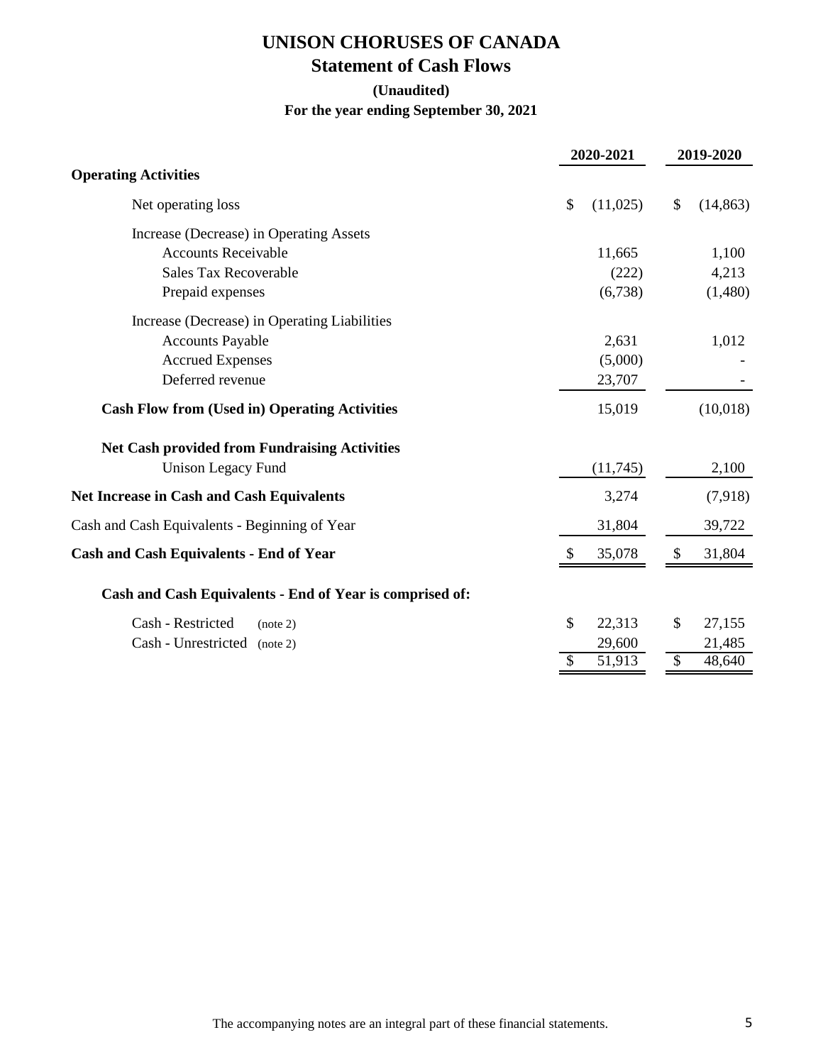# UNISON CHORUSES OF CANADA

## Statement of Cash Flows

**(Unaudited)**

**For the year ending September 30, 2021**

| | 2020-2021 | 2019-2020 |
|---|---|---|
| **Operating Activities** | | |
| Net operating loss | $ (11,025) | $ (14,863) |
| Increase (Decrease) in Operating Assets | | |
| Accounts Receivable | 11,665 | 1,100 |
| Sales Tax Recoverable | (222) | 4,213 |
| Prepaid expenses | (6,738) | (1,480) |
| Increase (Decrease) in Operating Liabilities | | |
| Accounts Payable | 2,631 | 1,012 |
| Accrued Expenses | (5,000) | - |
| Deferred revenue | 23,707 | - |
| **Cash Flow from (Used in) Operating Activities** | 15,019 | (10,018) |
| **Net Cash provided from Fundraising Activities** | | |
| Unison Legacy Fund | (11,745) | 2,100 |
| **Net Increase in Cash and Cash Equivalents** | 3,274 | (7,918) |
| Cash and Cash Equivalents - Beginning of Year | 31,804 | 39,722 |
| **Cash and Cash Equivalents - End of Year** | $ 35,078 | $ 31,804 |
| **Cash and Cash Equivalents - End of Year is comprised of:** | | |
| Cash - Restricted (note 2) | $ 22,313 | $ 27,155 |
| Cash - Unrestricted (note 2) | 29,600 | 21,485 |
| | $ 51,913 | $ 48,640 |

The accompanying notes are an integral part of these financial statements.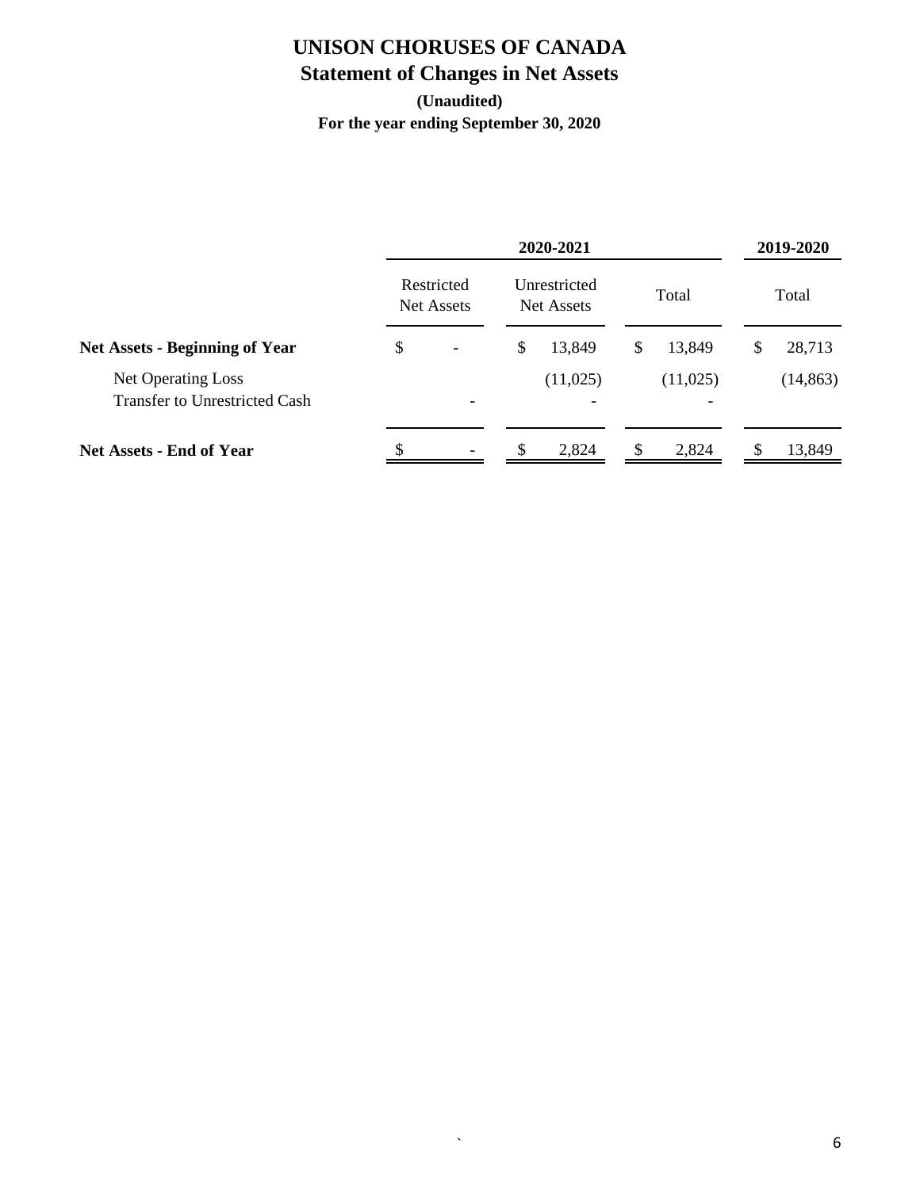# UNISON CHORUSES OF CANADA

## Statement of Changes in Net Assets

**(Unaudited)**

**For the year ending September 30, 2020**

| | 2020-2021 | | | 2019-2020 |
|---|---|---|---|---|
| | Restricted Net Assets | Unrestricted Net Assets | Total | Total |
| **Net Assets - Beginning of Year** | $ - | $ 13,849 | $ 13,849 | $ 28,713 |
| Net Operating Loss | | (11,025) | (11,025) | (14,863) |
| Transfer to Unrestricted Cash | - | - | - | |
| **Net Assets - End of Year** | $ - | $ 2,824 | $ 2,824 | $ 13,849 |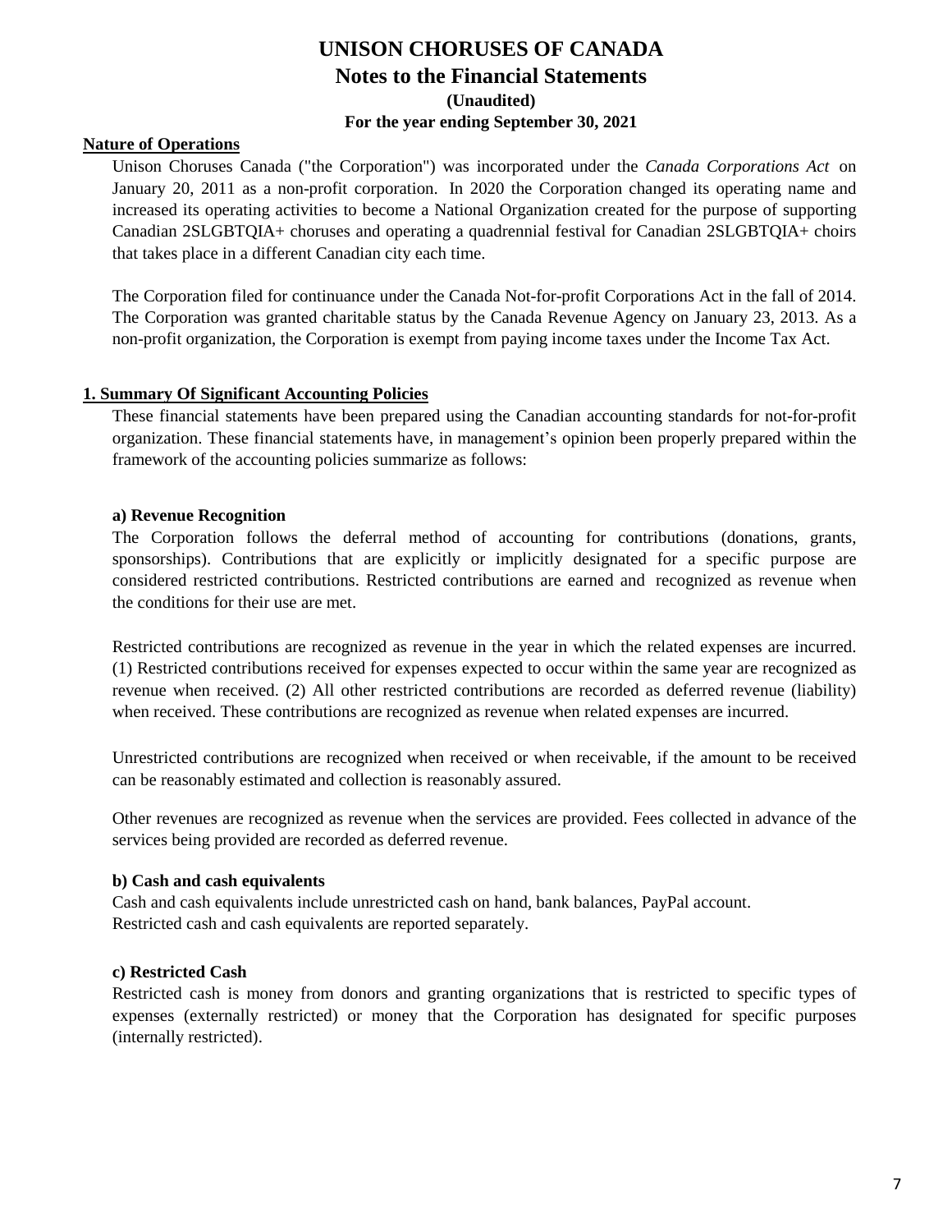# UNISON CHORUSES OF CANADA

## Notes to the Financial Statements

**(Unaudited)**

**For the year ending September 30, 2021**

**Nature of Operations**

Unison Choruses Canada ("the Corporation") was incorporated under the *Canada Corporations Act* on January 20, 2011 as a non-profit corporation. In 2020 the Corporation changed its operating name and increased its operating activities to become a National Organization created for the purpose of supporting Canadian 2SLGBTQIA+ choruses and operating a quadrennial festival for Canadian 2SLGBTQIA+ choirs that takes place in a different Canadian city each time.

The Corporation filed for continuance under the Canada Not-for-profit Corporations Act in the fall of 2014. The Corporation was granted charitable status by the Canada Revenue Agency on January 23, 2013. As a non-profit organization, the Corporation is exempt from paying income taxes under the Income Tax Act.

**1. Summary Of Significant Accounting Policies**

These financial statements have been prepared using the Canadian accounting standards for not-for-profit organization. These financial statements have, in management's opinion been properly prepared within the framework of the accounting policies summarize as follows:

**a) Revenue Recognition**

The Corporation follows the deferral method of accounting for contributions (donations, grants, sponsorships). Contributions that are explicitly or implicitly designated for a specific purpose are considered restricted contributions. Restricted contributions are earned and recognized as revenue when the conditions for their use are met.

Restricted contributions are recognized as revenue in the year in which the related expenses are incurred. (1) Restricted contributions received for expenses expected to occur within the same year are recognized as revenue when received. (2) All other restricted contributions are recorded as deferred revenue (liability) when received. These contributions are recognized as revenue when related expenses are incurred.

Unrestricted contributions are recognized when received or when receivable, if the amount to be received can be reasonably estimated and collection is reasonably assured.

Other revenues are recognized as revenue when the services are provided. Fees collected in advance of the services being provided are recorded as deferred revenue.

**b) Cash and cash equivalents**

Cash and cash equivalents include unrestricted cash on hand, bank balances, PayPal account.
Restricted cash and cash equivalents are reported separately.

**c) Restricted Cash**

Restricted cash is money from donors and granting organizations that is restricted to specific types of expenses (externally restricted) or money that the Corporation has designated for specific purposes (internally restricted).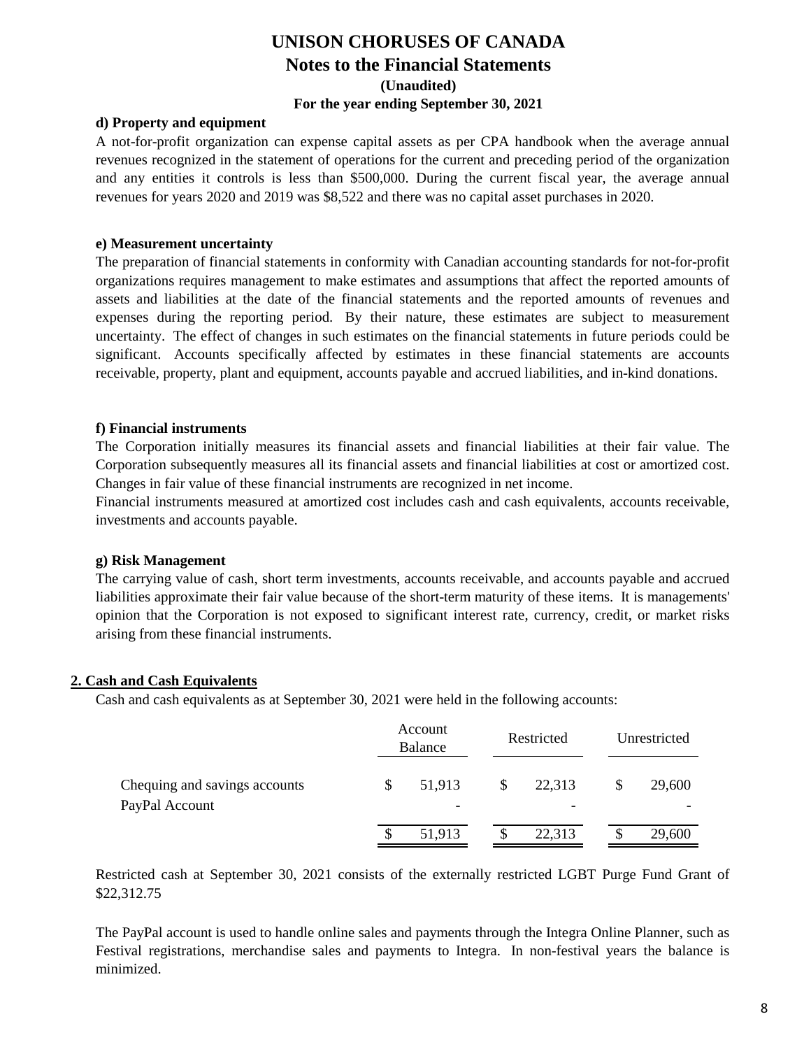# UNISON CHORUSES OF CANADA

## Notes to the Financial Statements

**(Unaudited)**

**For the year ending September 30, 2021**

**d) Property and equipment**

A not-for-profit organization can expense capital assets as per CPA handbook when the average annual revenues recognized in the statement of operations for the current and preceding period of the organization and any entities it controls is less than $500,000. During the current fiscal year, the average annual revenues for years 2020 and 2019 was $8,522 and there was no capital asset purchases in 2020.

**e) Measurement uncertainty**

The preparation of financial statements in conformity with Canadian accounting standards for not-for-profit organizations requires management to make estimates and assumptions that affect the reported amounts of assets and liabilities at the date of the financial statements and the reported amounts of revenues and expenses during the reporting period. By their nature, these estimates are subject to measurement uncertainty. The effect of changes in such estimates on the financial statements in future periods could be significant. Accounts specifically affected by estimates in these financial statements are accounts receivable, property, plant and equipment, accounts payable and accrued liabilities, and in-kind donations.

**f) Financial instruments**

The Corporation initially measures its financial assets and financial liabilities at their fair value. The Corporation subsequently measures all its financial assets and financial liabilities at cost or amortized cost. Changes in fair value of these financial instruments are recognized in net income.

Financial instruments measured at amortized cost includes cash and cash equivalents, accounts receivable, investments and accounts payable.

**g) Risk Management**

The carrying value of cash, short term investments, accounts receivable, and accounts payable and accrued liabilities approximate their fair value because of the short-term maturity of these items. It is managements' opinion that the Corporation is not exposed to significant interest rate, currency, credit, or market risks arising from these financial instruments.

## 2. Cash and Cash Equivalents

Cash and cash equivalents as at September 30, 2021 were held in the following accounts:

| | Account Balance | Restricted | Unrestricted |
|---|---|---|---|
| Chequing and savings accounts | $ 51,913 | $ 22,313 | $ 29,600 |
| PayPal Account | - | - | - |
| | $ 51,913 | $ 22,313 | $ 29,600 |

Restricted cash at September 30, 2021 consists of the externally restricted LGBT Purge Fund Grant of $22,312.75

The PayPal account is used to handle online sales and payments through the Integra Online Planner, such as Festival registrations, merchandise sales and payments to Integra. In non-festival years the balance is minimized.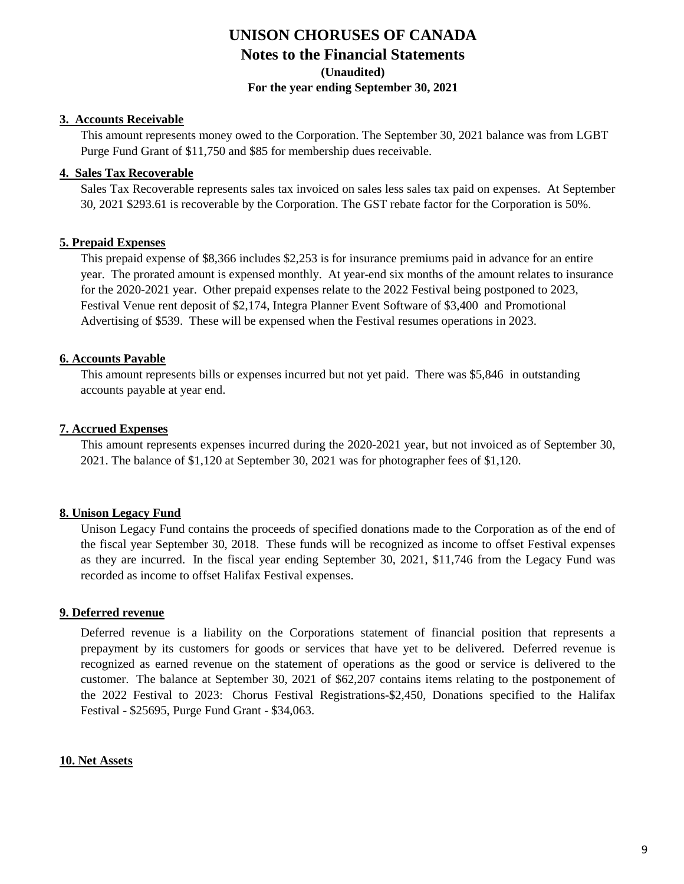# UNISON CHORUSES OF CANADA

## Notes to the Financial Statements

**(Unaudited)**

**For the year ending September 30, 2021**

### 3. Accounts Receivable

This amount represents money owed to the Corporation. The September 30, 2021 balance was from LGBT Purge Fund Grant of $11,750 and $85 for membership dues receivable.

### 4. Sales Tax Recoverable

Sales Tax Recoverable represents sales tax invoiced on sales less sales tax paid on expenses. At September 30, 2021 $293.61 is recoverable by the Corporation. The GST rebate factor for the Corporation is 50%.

### 5. Prepaid Expenses

This prepaid expense of $8,366 includes $2,253 is for insurance premiums paid in advance for an entire year. The prorated amount is expensed monthly. At year-end six months of the amount relates to insurance for the 2020-2021 year. Other prepaid expenses relate to the 2022 Festival being postponed to 2023, Festival Venue rent deposit of $2,174, Integra Planner Event Software of $3,400 and Promotional Advertising of $539. These will be expensed when the Festival resumes operations in 2023.

### 6. Accounts Payable

This amount represents bills or expenses incurred but not yet paid. There was $5,846 in outstanding accounts payable at year end.

### 7. Accrued Expenses

This amount represents expenses incurred during the 2020-2021 year, but not invoiced as of September 30, 2021. The balance of $1,120 at September 30, 2021 was for photographer fees of $1,120.

### 8. Unison Legacy Fund

Unison Legacy Fund contains the proceeds of specified donations made to the Corporation as of the end of the fiscal year September 30, 2018. These funds will be recognized as income to offset Festival expenses as they are incurred. In the fiscal year ending September 30, 2021, $11,746 from the Legacy Fund was recorded as income to offset Halifax Festival expenses.

### 9. Deferred revenue

Deferred revenue is a liability on the Corporations statement of financial position that represents a prepayment by its customers for goods or services that have yet to be delivered. Deferred revenue is recognized as earned revenue on the statement of operations as the good or service is delivered to the customer. The balance at September 30, 2021 of $62,207 contains items relating to the postponement of the 2022 Festival to 2023: Chorus Festival Registrations-$2,450, Donations specified to the Halifax Festival - $25695, Purge Fund Grant - $34,063.

### 10. Net Assets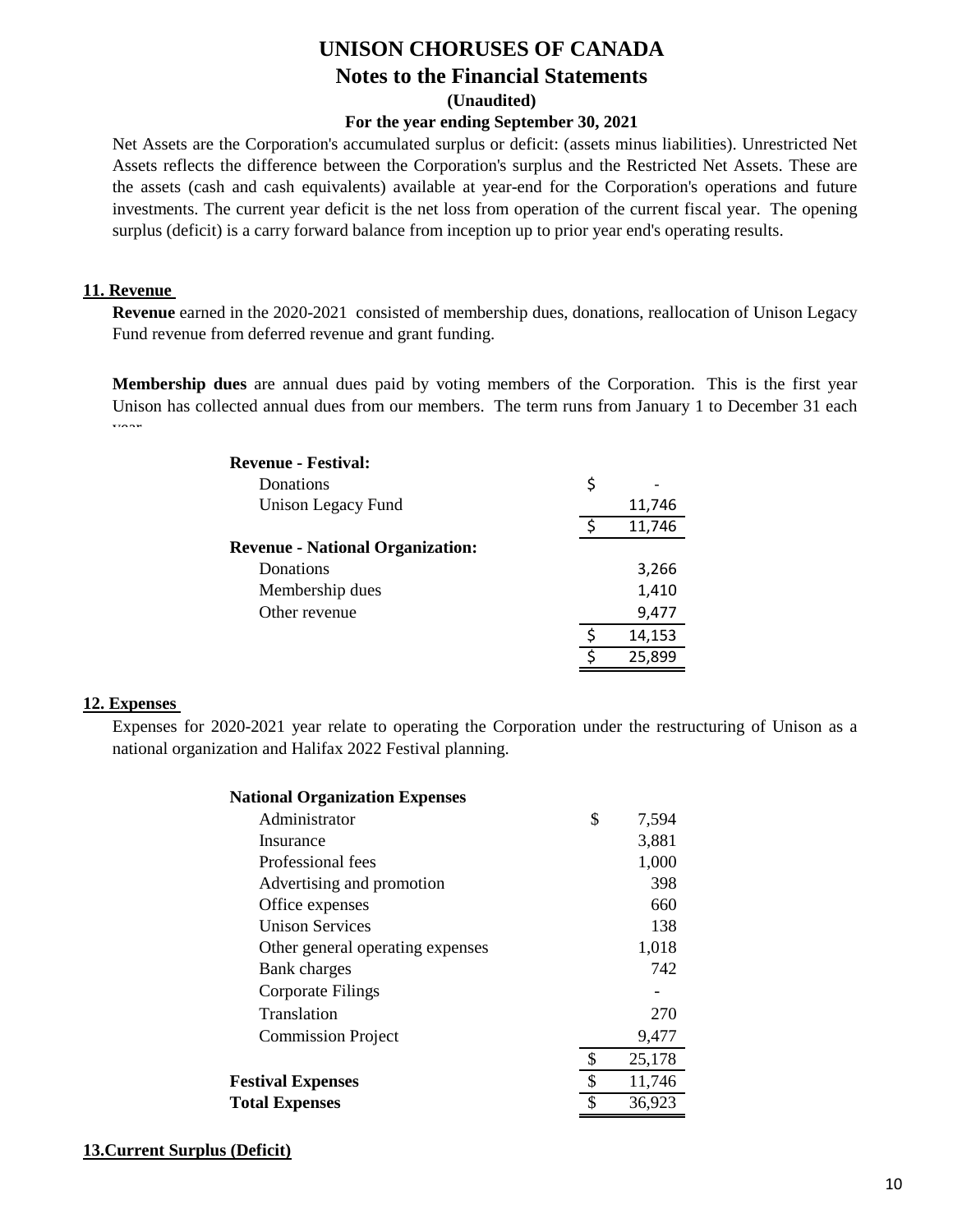# UNISON CHORUSES OF CANADA

## Notes to the Financial Statements

**(Unaudited)**

**For the year ending September 30, 2021**

Net Assets are the Corporation's accumulated surplus or deficit: (assets minus liabilities). Unrestricted Net Assets reflects the difference between the Corporation's surplus and the Restricted Net Assets. These are the assets (cash and cash equivalents) available at year-end for the Corporation's operations and future investments. The current year deficit is the net loss from operation of the current fiscal year. The opening surplus (deficit) is a carry forward balance from inception up to prior year end's operating results.

### 11. Revenue

**Revenue** earned in the 2020-2021 consisted of membership dues, donations, reallocation of Unison Legacy Fund revenue from deferred revenue and grant funding.

**Membership dues** are annual dues paid by voting members of the Corporation. This is the first year Unison has collected annual dues from our members. The term runs from January 1 to December 31 each year.

| | |
|---|---|
| **Revenue - Festival:** | |
| Donations | $ - |
| Unison Legacy Fund | 11,746 |
| | $ 11,746 |
| **Revenue - National Organization:** | |
| Donations | 3,266 |
| Membership dues | 1,410 |
| Other revenue | 9,477 |
| | $ 14,153 |
| | $ 25,899 |

### 12. Expenses

Expenses for 2020-2021 year relate to operating the Corporation under the restructuring of Unison as a national organization and Halifax 2022 Festival planning.

| | |
|---|---|
| **National Organization Expenses** | |
| Administrator | $ 7,594 |
| Insurance | 3,881 |
| Professional fees | 1,000 |
| Advertising and promotion | 398 |
| Office expenses | 660 |
| Unison Services | 138 |
| Other general operating expenses | 1,018 |
| Bank charges | 742 |
| Corporate Filings | - |
| Translation | 270 |
| Commission Project | 9,477 |
| | $ 25,178 |
| **Festival Expenses** | $ 11,746 |
| **Total Expenses** | $ 36,923 |

### 13.Current Surplus (Deficit)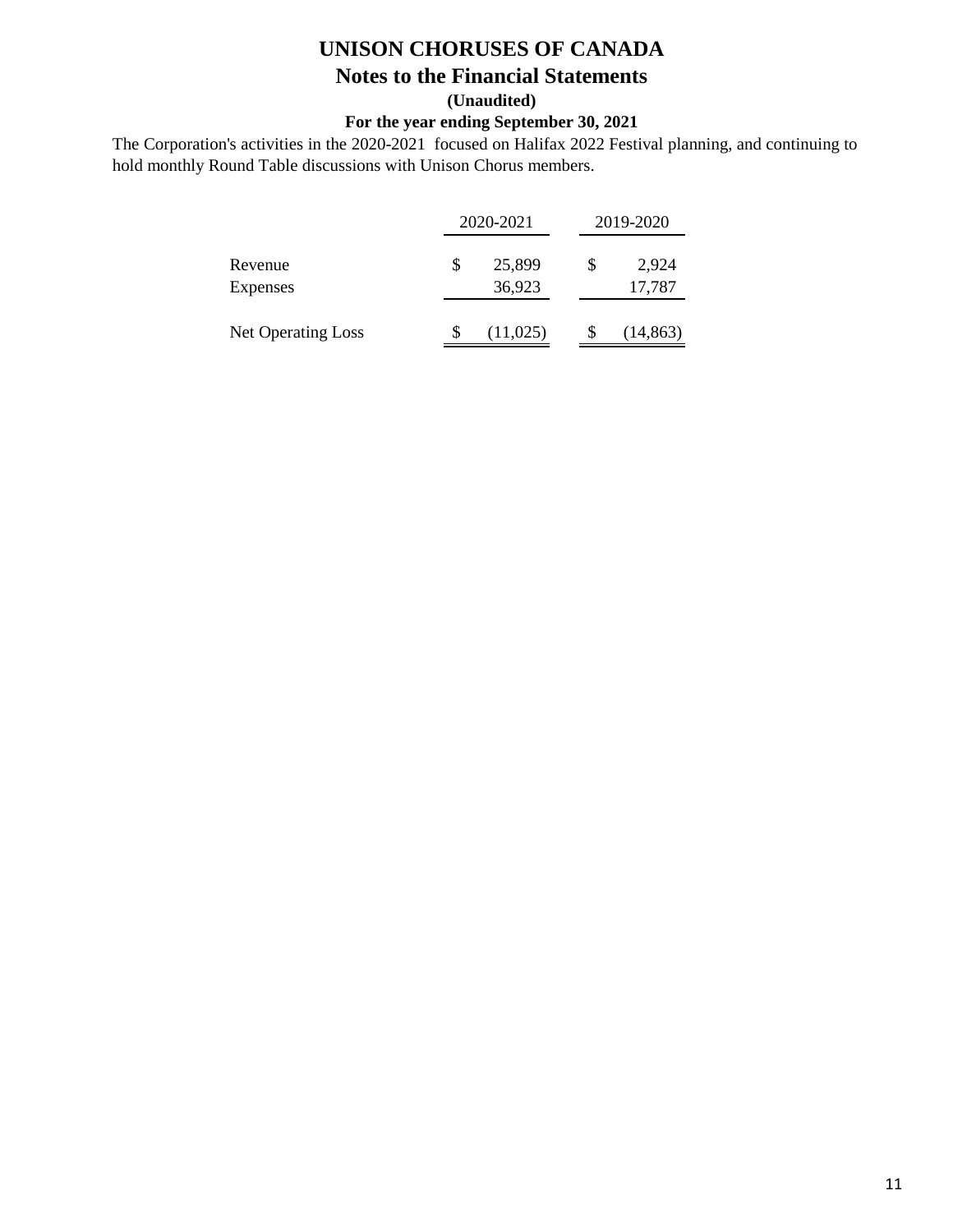# UNISON CHORUSES OF CANADA

## Notes to the Financial Statements

**(Unaudited)**

**For the year ending September 30, 2021**

The Corporation's activities in the 2020-2021 focused on Halifax 2022 Festival planning, and continuing to hold monthly Round Table discussions with Unison Chorus members.

| | 2020-2021 | 2019-2020 |
|---|---|---|
| Revenue | $ 25,899 | $ 2,924 |
| Expenses | 36,923 | 17,787 |
| Net Operating Loss | $ (11,025) | $ (14,863) |